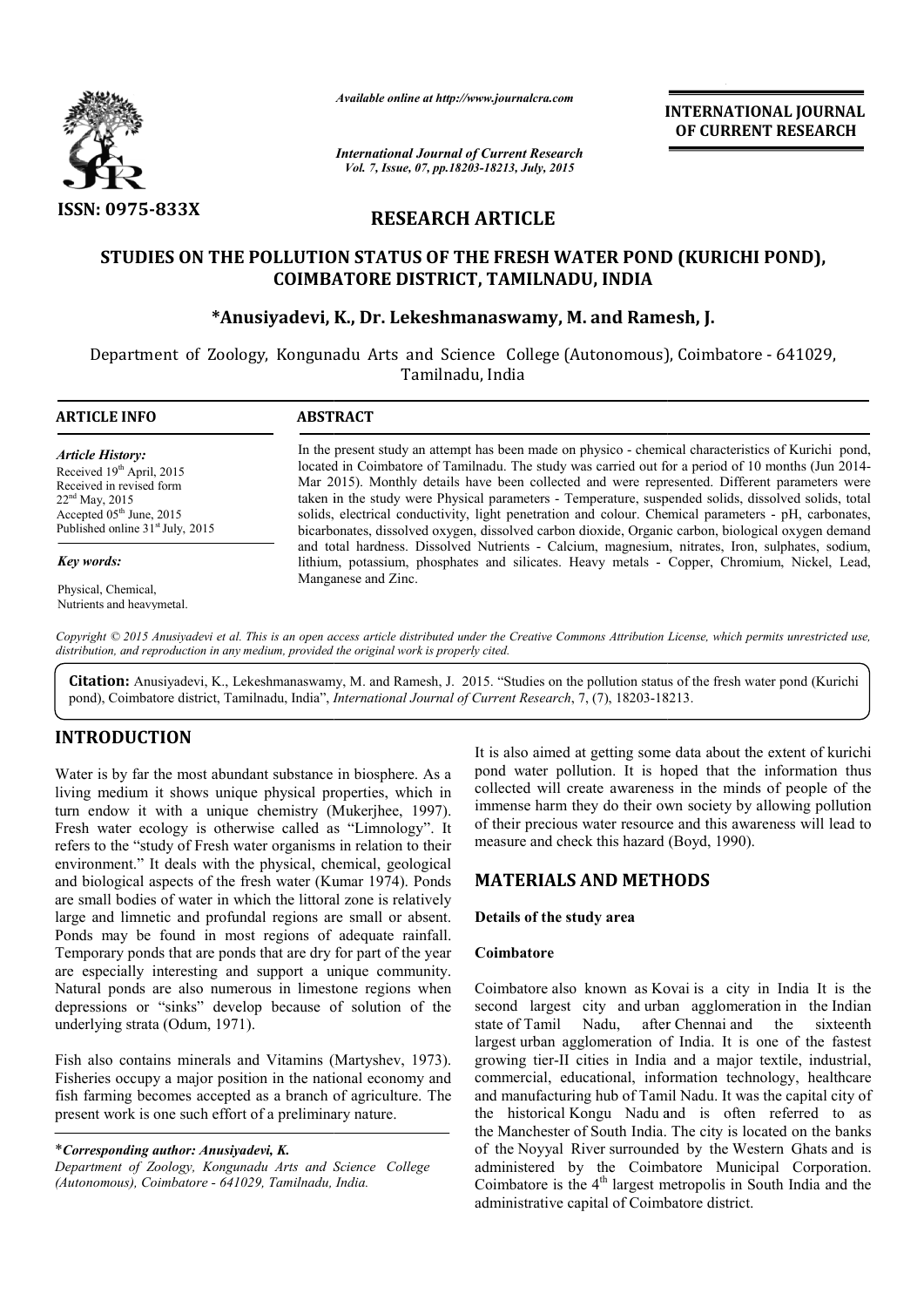*Available online at http://www.journalcra.com*

*International Journal of Current Research*
*Vol. 7, Issue, 07, pp.18203-18213, July, 2015*

**INTERNATIONAL JOURNAL OF CURRENT RESEARCH**

ISSN: 0975-833X

## RESEARCH ARTICLE

# STUDIES ON THE POLLUTION STATUS OF THE FRESH WATER POND (KURICHI POND), COIMBATORE DISTRICT, TAMILNADU, INDIA

**\*Anusiyadevi, K., Dr. Lekeshmanaswamy, M. and Ramesh, J.**

Department of Zoology, Kongunadu Arts and Science College (Autonomous), Coimbatore - 641029, Tamilnadu, India

**ARTICLE INFO**

*Article History:*

Received 19th April, 2015
Received in revised form 22nd May, 2015
Accepted 05th June, 2015
Published online 31st July, 2015

*Key words:*

Physical, Chemical, Nutrients and heavymetal.

**ABSTRACT**

In the present study an attempt has been made on physico - chemical characteristics of Kurichi pond, located in Coimbatore of Tamilnadu. The study was carried out for a period of 10 months (Jun 2014-Mar 2015). Monthly details have been collected and were represented. Different parameters were taken in the study were Physical parameters - Temperature, suspended solids, dissolved solids, total solids, electrical conductivity, light penetration and colour. Chemical parameters - pH, carbonates, bicarbonates, dissolved oxygen, dissolved carbon dioxide, Organic carbon, biological oxygen demand and total hardness. Dissolved Nutrients - Calcium, magnesium, nitrates, Iron, sulphates, sodium, lithium, potassium, phosphates and silicates. Heavy metals - Copper, Chromium, Nickel, Lead, Manganese and Zinc.

*Copyright © 2015 Anusiyadevi et al. This is an open access article distributed under the Creative Commons Attribution License, which permits unrestricted use, distribution, and reproduction in any medium, provided the original work is properly cited.*

**Citation:** Anusiyadevi, K., Lekeshmanaswamy, M. and Ramesh, J. 2015. "Studies on the pollution status of the fresh water pond (Kurichi pond), Coimbatore district, Tamilnadu, India", *International Journal of Current Research*, 7, (7), 18203-18213.

## INTRODUCTION

Water is by far the most abundant substance in biosphere. As a living medium it shows unique physical properties, which in turn endow it with a unique chemistry (Mukerjhee, 1997). Fresh water ecology is otherwise called as "Limnology". It refers to the "study of Fresh water organisms in relation to their environment." It deals with the physical, chemical, geological and biological aspects of the fresh water (Kumar 1974). Ponds are small bodies of water in which the littoral zone is relatively large and limnetic and profundal regions are small or absent. Ponds may be found in most regions of adequate rainfall. Temporary ponds that are ponds that are dry for part of the year are especially interesting and support a unique community. Natural ponds are also numerous in limestone regions when depressions or "sinks" develop because of solution of the underlying strata (Odum, 1971).

Fish also contains minerals and Vitamins (Martyshev, 1973). Fisheries occupy a major position in the national economy and fish farming becomes accepted as a branch of agriculture. The present work is one such effort of a preliminary nature.

It is also aimed at getting some data about the extent of kurichi pond water pollution. It is hoped that the information thus collected will create awareness in the minds of people of the immense harm they do their own society by allowing pollution of their precious water resource and this awareness will lead to measure and check this hazard (Boyd, 1990).

## MATERIALS AND METHODS

### Details of the study area

### Coimbatore

Coimbatore also known as Kovai is a city in India It is the second largest city and urban agglomeration in the Indian state of Tamil Nadu, after Chennai and the sixteenth largest urban agglomeration of India. It is one of the fastest growing tier-II cities in India and a major textile, industrial, commercial, educational, information technology, healthcare and manufacturing hub of Tamil Nadu. It was the capital city of the historical Kongu Nadu and is often referred to as the Manchester of South India. The city is located on the banks of the Noyyal River surrounded by the Western Ghats and is administered by the Coimbatore Municipal Corporation. Coimbatore is the 4th largest metropolis in South India and the administrative capital of Coimbatore district.

\****Corresponding author: Anusiyadevi, K.***
*Department of Zoology, Kongunadu Arts and Science College (Autonomous), Coimbatore - 641029, Tamilnadu, India.*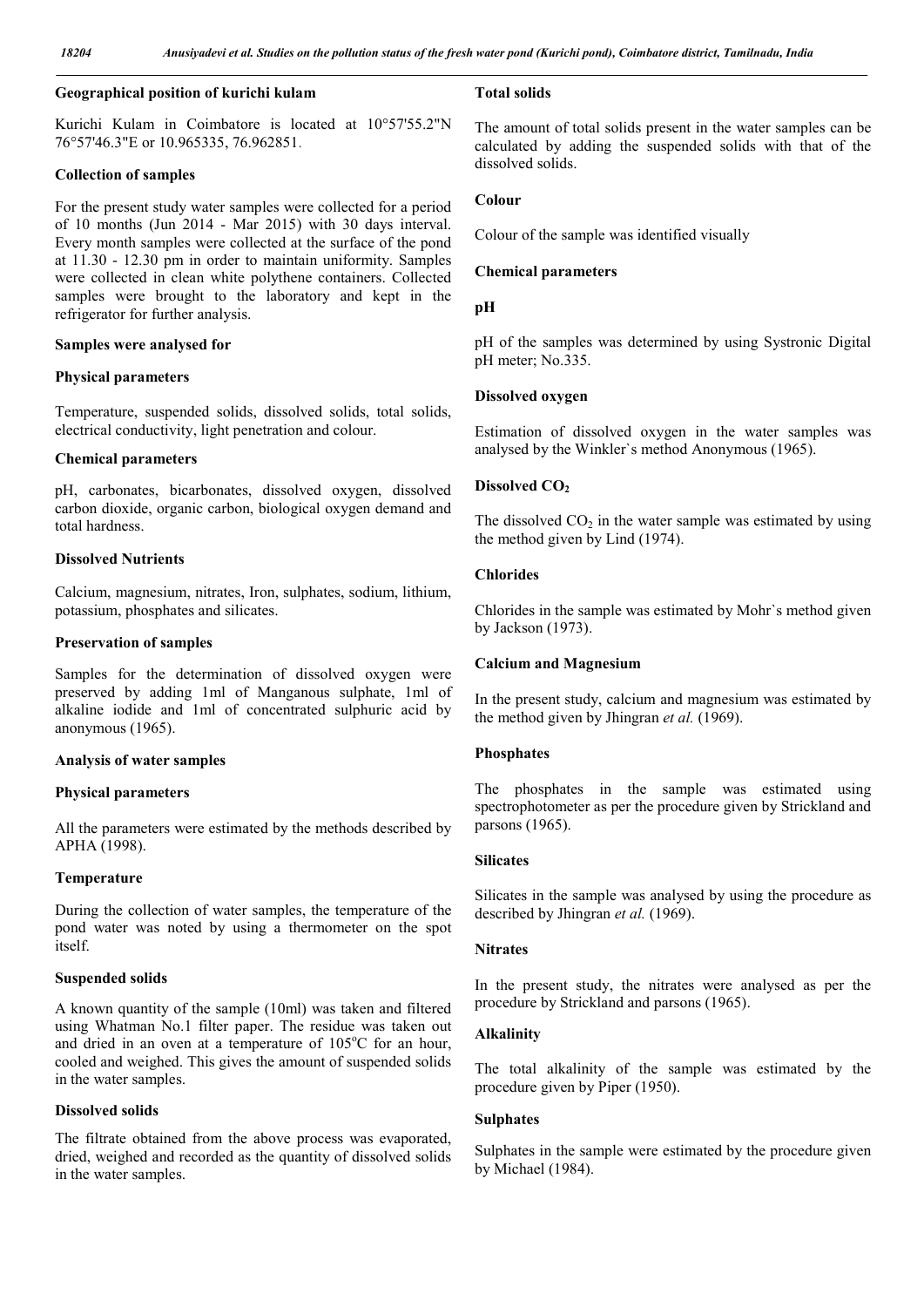### Geographical position of kurichi kulam

Kurichi Kulam in Coimbatore is located at 10°57'55.2"N 76°57'46.3"E or 10.965335, 76.962851.

### Collection of samples

For the present study water samples were collected for a period of 10 months (Jun 2014 - Mar 2015) with 30 days interval. Every month samples were collected at the surface of the pond at 11.30 - 12.30 pm in order to maintain uniformity. Samples were collected in clean white polythene containers. Collected samples were brought to the laboratory and kept in the refrigerator for further analysis.

### Samples were analysed for

### Physical parameters

Temperature, suspended solids, dissolved solids, total solids, electrical conductivity, light penetration and colour.

### Chemical parameters

pH, carbonates, bicarbonates, dissolved oxygen, dissolved carbon dioxide, organic carbon, biological oxygen demand and total hardness.

### Dissolved Nutrients

Calcium, magnesium, nitrates, Iron, sulphates, sodium, lithium, potassium, phosphates and silicates.

### Preservation of samples

Samples for the determination of dissolved oxygen were preserved by adding 1ml of Manganous sulphate, 1ml of alkaline iodide and 1ml of concentrated sulphuric acid by anonymous (1965).

### Analysis of water samples

### Physical parameters

All the parameters were estimated by the methods described by APHA (1998).

### Temperature

During the collection of water samples, the temperature of the pond water was noted by using a thermometer on the spot itself.

### Suspended solids

A known quantity of the sample (10ml) was taken and filtered using Whatman No.1 filter paper. The residue was taken out and dried in an oven at a temperature of 105$^{o}$C for an hour, cooled and weighed. This gives the amount of suspended solids in the water samples.

### Dissolved solids

The filtrate obtained from the above process was evaporated, dried, weighed and recorded as the quantity of dissolved solids in the water samples.

### Total solids

The amount of total solids present in the water samples can be calculated by adding the suspended solids with that of the dissolved solids.

### Colour

Colour of the sample was identified visually

### Chemical parameters

### pH

pH of the samples was determined by using Systronic Digital pH meter; No.335.

### Dissolved oxygen

Estimation of dissolved oxygen in the water samples was analysed by the Winkler`s method Anonymous (1965).

### Dissolved $CO_2$

The dissolved $CO_2$ in the water sample was estimated by using the method given by Lind (1974).

### Chlorides

Chlorides in the sample was estimated by Mohr`s method given by Jackson (1973).

### Calcium and Magnesium

In the present study, calcium and magnesium was estimated by the method given by Jhingran *et al.* (1969).

### Phosphates

The phosphates in the sample was estimated using spectrophotometer as per the procedure given by Strickland and parsons (1965).

### Silicates

Silicates in the sample was analysed by using the procedure as described by Jhingran *et al.* (1969).

### Nitrates

In the present study, the nitrates were analysed as per the procedure by Strickland and parsons (1965).

### Alkalinity

The total alkalinity of the sample was estimated by the procedure given by Piper (1950).

### Sulphates

Sulphates in the sample were estimated by the procedure given by Michael (1984).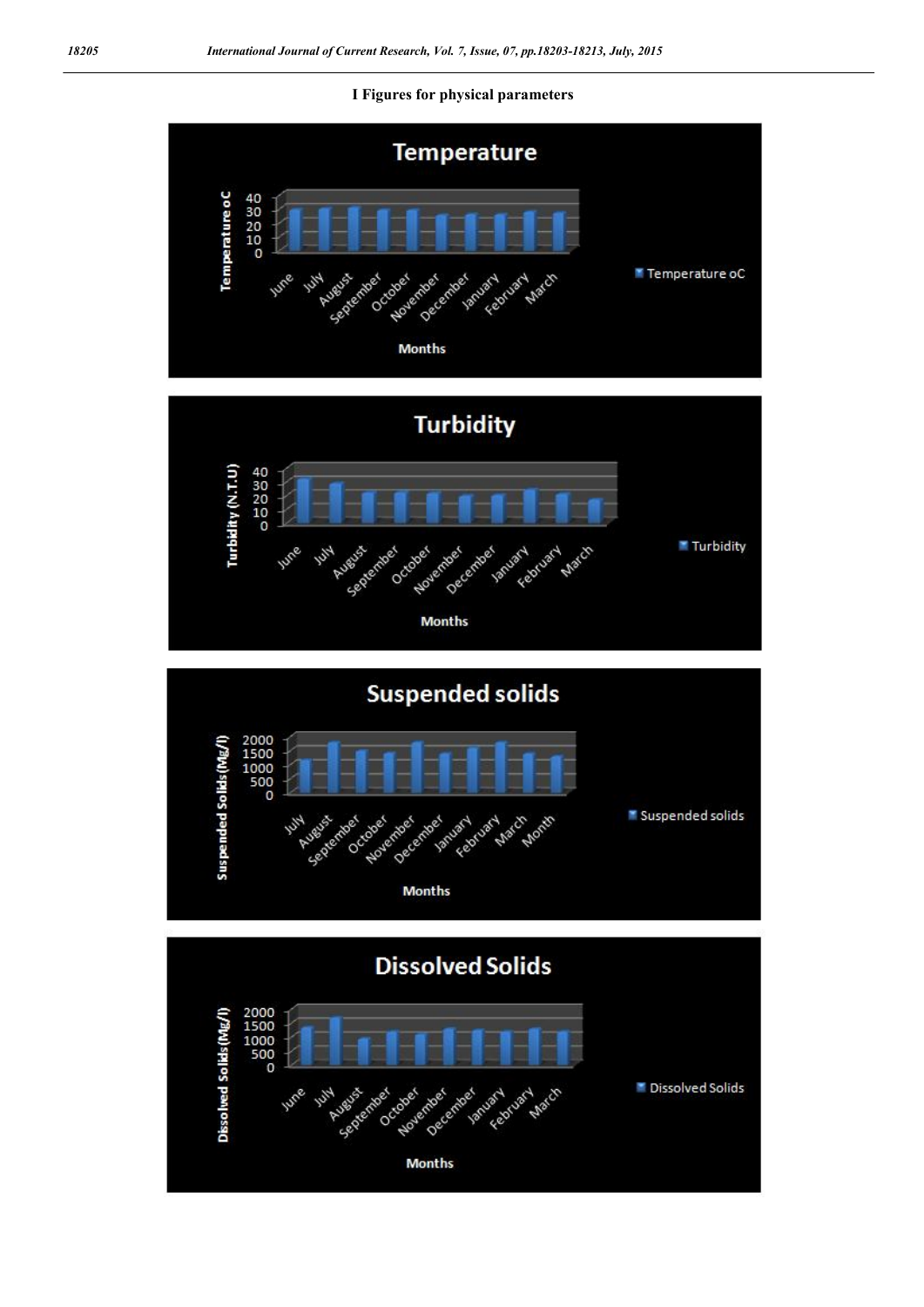**I Figures for physical parameters**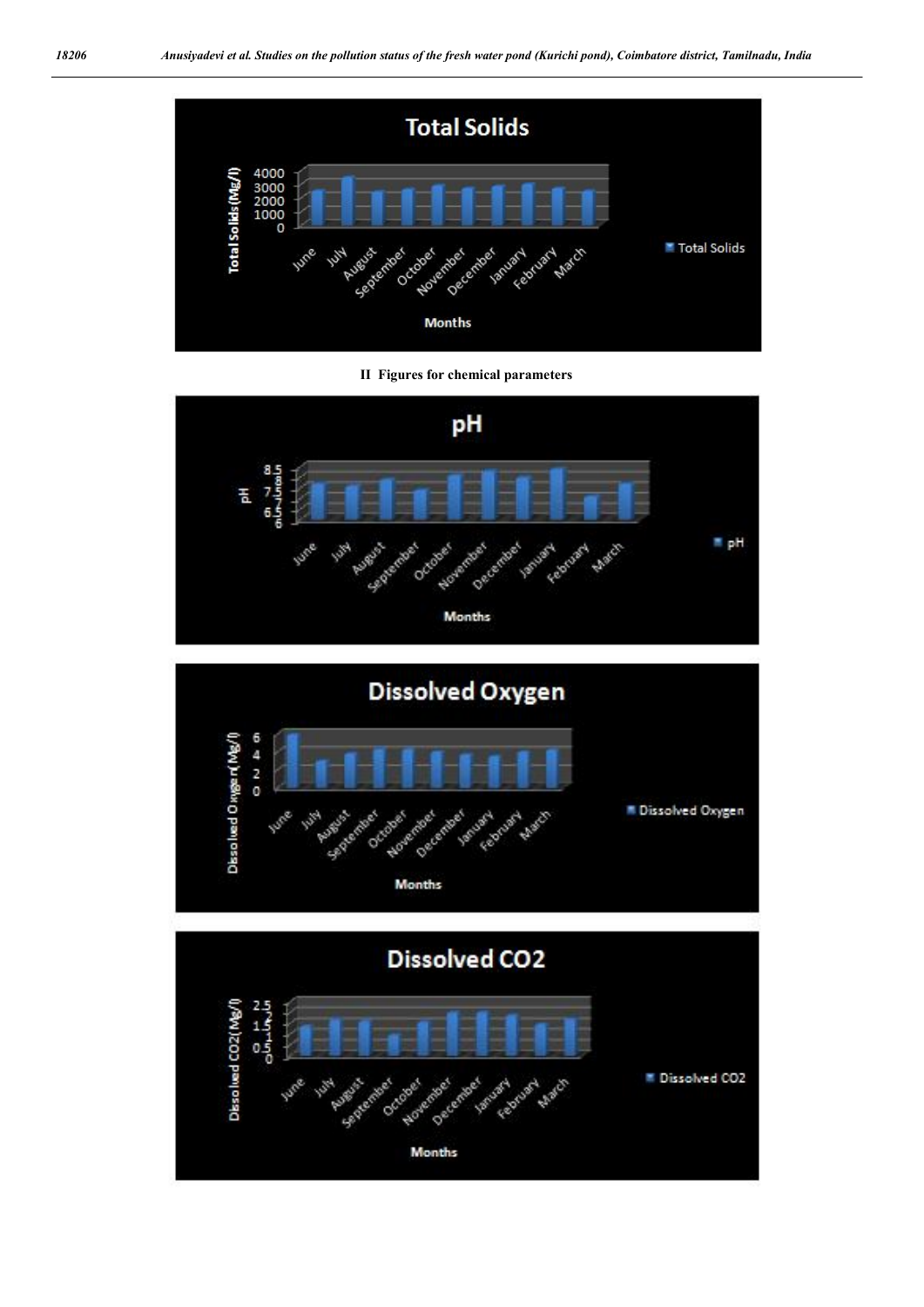II Figures for chemical parameters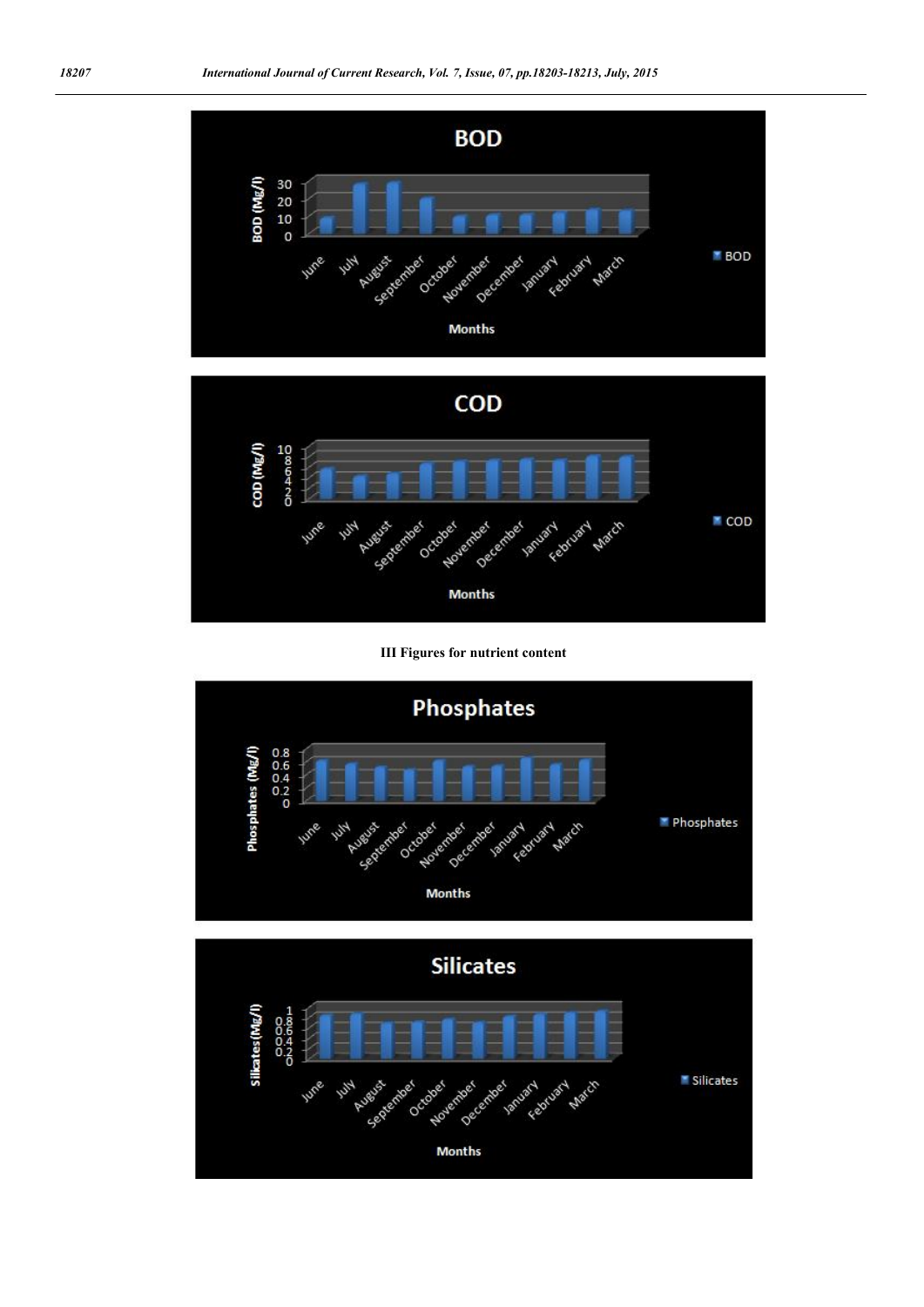**III Figures for nutrient content**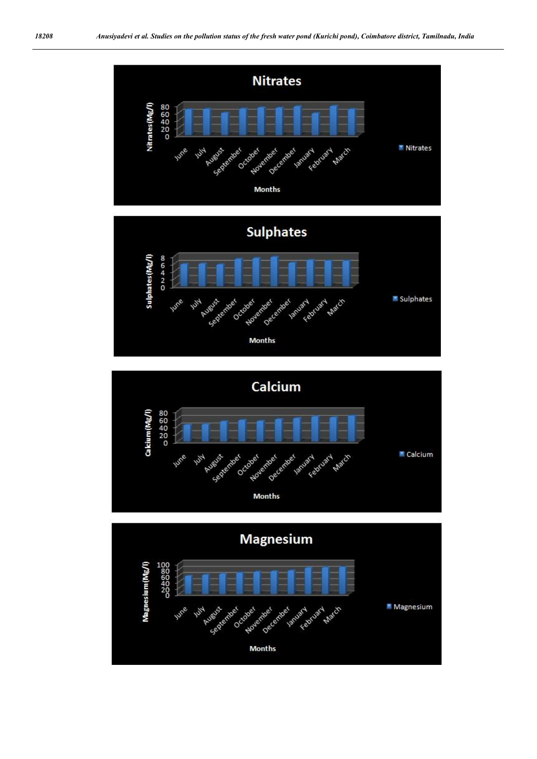**Nitrates**

Nitrates (Mg/l): 0, 20, 40, 60, 80

June, July, August, September, October, November, December, January, February, March

Months

Nitrates

**Sulphates**

Sulphates (Mg/l): 0, 2, 4, 6, 8

June, July, August, September, October, November, December, January, February, March

Months

Sulphates

**Calcium**

Calcium (Mg/l): 0, 20, 40, 60, 80

June, July, August, September, October, November, December, January, February, March

Months

Calcium

**Magnesium**

Magnesium (Mg/l): 0, 20, 40, 60, 80, 100

June, July, August, September, October, November, December, January, February, March

Months

Magnesium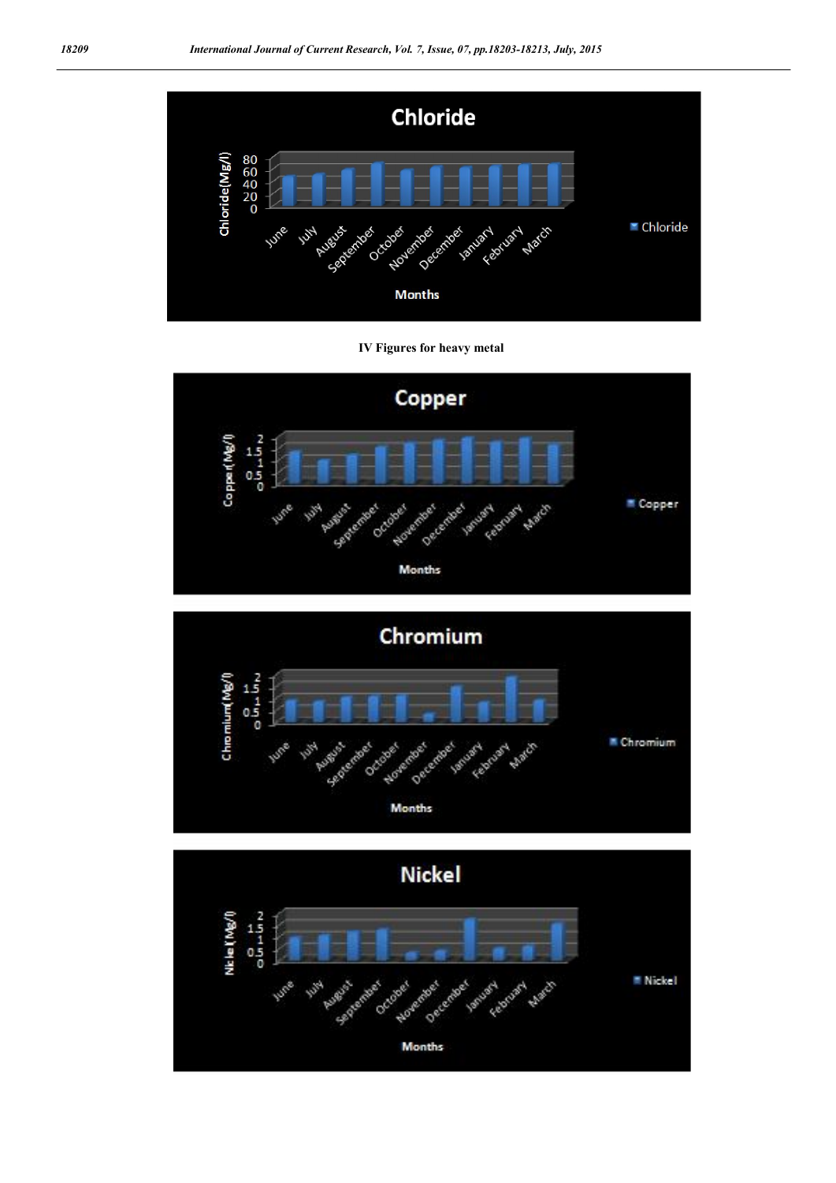**IV Figures for heavy metal**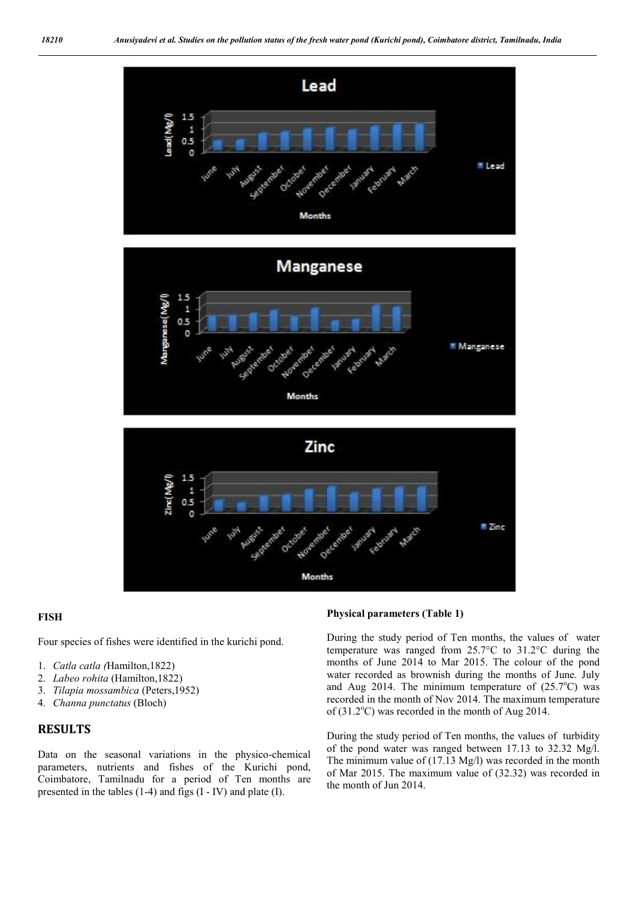## FISH

Four species of fishes were identified in the kurichi pond.

1. *Catla catla (*Hamilton,1822)
2. *Labeo rohita* (Hamilton,1822)
3. *Tilapia mossambica* (Peters,1952)
4. *Channa punctatus* (Bloch)

## RESULTS

Data on the seasonal variations in the physico-chemical parameters, nutrients and fishes of the Kurichi pond, Coimbatore, Tamilnadu for a period of Ten months are presented in the tables (1-4) and figs (I - IV) and plate (I).

**Physical parameters (Table 1)**

During the study period of Ten months, the values of water temperature was ranged from 25.7°C to 31.2°C during the months of June 2014 to Mar 2015. The colour of the pond water recorded as brownish during the months of June. July and Aug 2014. The minimum temperature of (25.7$^{o}$C) was recorded in the month of Nov 2014. The maximum temperature of (31.2$^{o}$C) was recorded in the month of Aug 2014.

During the study period of Ten months, the values of turbidity of the pond water was ranged between 17.13 to 32.32 Mg/l. The minimum value of (17.13 Mg/l) was recorded in the month of Mar 2015. The maximum value of (32.32) was recorded in the month of Jun 2014.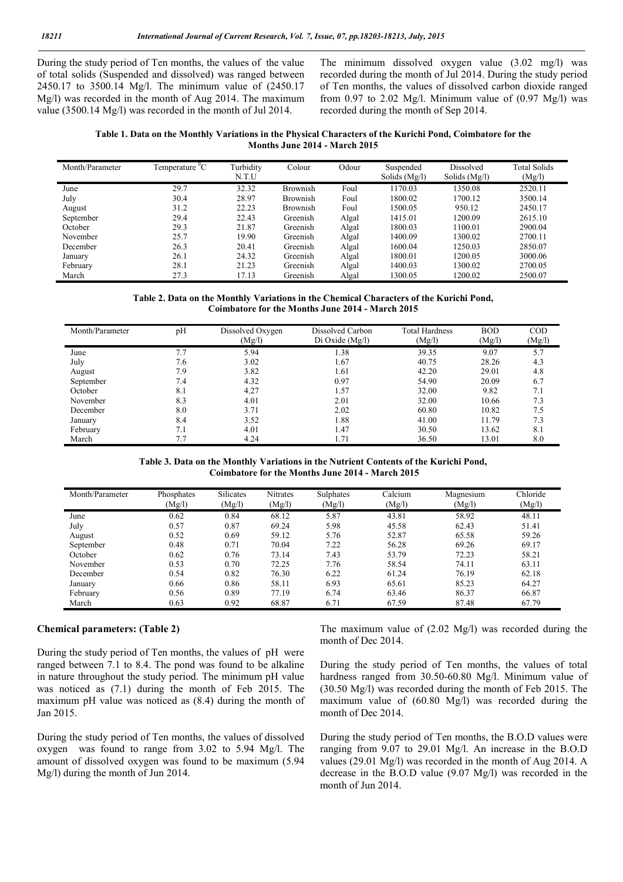During the study period of Ten months, the values of the value of total solids (Suspended and dissolved) was ranged between 2450.17 to 3500.14 Mg/l. The minimum value of (2450.17 Mg/l) was recorded in the month of Aug 2014. The maximum value (3500.14 Mg/l) was recorded in the month of Jul 2014.

The minimum dissolved oxygen value (3.02 mg/l) was recorded during the month of Jul 2014. During the study period of Ten months, the values of dissolved carbon dioxide ranged from 0.97 to 2.02 Mg/l. Minimum value of (0.97 Mg/l) was recorded during the month of Sep 2014.

**Table 1. Data on the Monthly Variations in the Physical Characters of the Kurichi Pond, Coimbatore for the Months June 2014 - March 2015**

| Month/Parameter | Temperature $^0$C | Turbidity N.T.U | Colour | Odour | Suspended Solids (Mg/l) | Dissolved Solids (Mg/l) | Total Solids (Mg/l) |
|---|---|---|---|---|---|---|---|
| June | 29.7 | 32.32 | Brownish | Foul | 1170.03 | 1350.08 | 2520.11 |
| July | 30.4 | 28.97 | Brownish | Foul | 1800.02 | 1700.12 | 3500.14 |
| August | 31.2 | 22.23 | Brownish | Foul | 1500.05 | 950.12 | 2450.17 |
| September | 29.4 | 22.43 | Greenish | Algal | 1415.01 | 1200.09 | 2615.10 |
| October | 29.3 | 21.87 | Greenish | Algal | 1800.03 | 1100.01 | 2900.04 |
| November | 25.7 | 19.90 | Greenish | Algal | 1400.09 | 1300.02 | 2700.11 |
| December | 26.3 | 20.41 | Greenish | Algal | 1600.04 | 1250.03 | 2850.07 |
| January | 26.1 | 24.32 | Greenish | Algal | 1800.01 | 1200.05 | 3000.06 |
| February | 28.1 | 21.23 | Greenish | Algal | 1400.03 | 1300.02 | 2700.05 |
| March | 27.3 | 17.13 | Greenish | Algal | 1300.05 | 1200.02 | 2500.07 |

**Table 2. Data on the Monthly Variations in the Chemical Characters of the Kurichi Pond, Coimbatore for the Months June 2014 - March 2015**

| Month/Parameter | pH | Dissolved Oxygen (Mg/l) | Dissolved Carbon Di Oxide (Mg/l) | Total Hardness (Mg/l) | BOD (Mg/l) | COD (Mg/l) |
|---|---|---|---|---|---|---|
| June | 7.7 | 5.94 | 1.38 | 39.35 | 9.07 | 5.7 |
| July | 7.6 | 3.02 | 1.67 | 40.75 | 28.26 | 4.3 |
| August | 7.9 | 3.82 | 1.61 | 42.20 | 29.01 | 4.8 |
| September | 7.4 | 4.32 | 0.97 | 54.90 | 20.09 | 6.7 |
| October | 8.1 | 4.27 | 1.57 | 32.00 | 9.82 | 7.1 |
| November | 8.3 | 4.01 | 2.01 | 32.00 | 10.66 | 7.3 |
| December | 8.0 | 3.71 | 2.02 | 60.80 | 10.82 | 7.5 |
| January | 8.4 | 3.52 | 1.88 | 41.00 | 11.79 | 7.3 |
| February | 7.1 | 4.01 | 1.47 | 30.50 | 13.62 | 8.1 |
| March | 7.7 | 4.24 | 1.71 | 36.50 | 13.01 | 8.0 |

**Table 3. Data on the Monthly Variations in the Nutrient Contents of the Kurichi Pond, Coimbatore for the Months June 2014 - March 2015**

| Month/Parameter | Phosphates (Mg/l) | Silicates (Mg/l) | Nitrates (Mg/l) | Sulphates (Mg/l) | Calcium (Mg/l) | Magnesium (Mg/l) | Chloride (Mg/l) |
|---|---|---|---|---|---|---|---|
| June | 0.62 | 0.84 | 68.12 | 5.87 | 43.81 | 58.92 | 48.11 |
| July | 0.57 | 0.87 | 69.24 | 5.98 | 45.58 | 62.43 | 51.41 |
| August | 0.52 | 0.69 | 59.12 | 5.76 | 52.87 | 65.58 | 59.26 |
| September | 0.48 | 0.71 | 70.04 | 7.22 | 56.28 | 69.26 | 69.17 |
| October | 0.62 | 0.76 | 73.14 | 7.43 | 53.79 | 72.23 | 58.21 |
| November | 0.53 | 0.70 | 72.25 | 7.76 | 58.54 | 74.11 | 63.11 |
| December | 0.54 | 0.82 | 76.30 | 6.22 | 61.24 | 76.19 | 62.18 |
| January | 0.66 | 0.86 | 58.11 | 6.93 | 65.61 | 85.23 | 64.27 |
| February | 0.56 | 0.89 | 77.19 | 6.74 | 63.46 | 86.37 | 66.87 |
| March | 0.63 | 0.92 | 68.87 | 6.71 | 67.59 | 87.48 | 67.79 |

**Chemical parameters: (Table 2)**

During the study period of Ten months, the values of pH were ranged between 7.1 to 8.4. The pond was found to be alkaline in nature throughout the study period. The minimum pH value was noticed as (7.1) during the month of Feb 2015. The maximum pH value was noticed as (8.4) during the month of Jan 2015.

During the study period of Ten months, the values of dissolved oxygen was found to range from 3.02 to 5.94 Mg/l. The amount of dissolved oxygen was found to be maximum (5.94 Mg/l) during the month of Jun 2014.

The maximum value of (2.02 Mg/l) was recorded during the month of Dec 2014.

During the study period of Ten months, the values of total hardness ranged from 30.50-60.80 Mg/l. Minimum value of (30.50 Mg/l) was recorded during the month of Feb 2015. The maximum value of (60.80 Mg/l) was recorded during the month of Dec 2014.

During the study period of Ten months, the B.O.D values were ranging from 9.07 to 29.01 Mg/l. An increase in the B.O.D values (29.01 Mg/l) was recorded in the month of Aug 2014. A decrease in the B.O.D value (9.07 Mg/l) was recorded in the month of Jun 2014.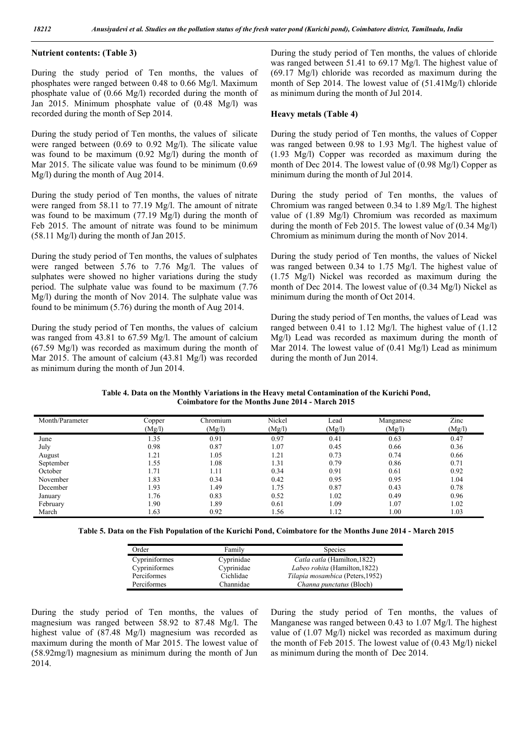### Nutrient contents: (Table 3)

During the study period of Ten months, the values of phosphates were ranged between 0.48 to 0.66 Mg/l. Maximum phosphate value of (0.66 Mg/l) recorded during the month of Jan 2015. Minimum phosphate value of (0.48 Mg/l) was recorded during the month of Sep 2014.

During the study period of Ten months, the values of silicate were ranged between (0.69 to 0.92 Mg/l). The silicate value was found to be maximum (0.92 Mg/l) during the month of Mar 2015. The silicate value was found to be minimum (0.69 Mg/l) during the month of Aug 2014.

During the study period of Ten months, the values of nitrate were ranged from 58.11 to 77.19 Mg/l. The amount of nitrate was found to be maximum (77.19 Mg/l) during the month of Feb 2015. The amount of nitrate was found to be minimum (58.11 Mg/l) during the month of Jan 2015.

During the study period of Ten months, the values of sulphates were ranged between 5.76 to 7.76 Mg/l. The values of sulphates were showed no higher variations during the study period. The sulphate value was found to be maximum (7.76 Mg/l) during the month of Nov 2014. The sulphate value was found to be minimum (5.76) during the month of Aug 2014.

During the study period of Ten months, the values of calcium was ranged from 43.81 to 67.59 Mg/l. The amount of calcium (67.59 Mg/l) was recorded as maximum during the month of Mar 2015. The amount of calcium (43.81 Mg/l) was recorded as minimum during the month of Jun 2014.

During the study period of Ten months, the values of chloride was ranged between 51.41 to 69.17 Mg/l. The highest value of (69.17 Mg/l) chloride was recorded as maximum during the month of Sep 2014. The lowest value of (51.41Mg/l) chloride as minimum during the month of Jul 2014.

### Heavy metals (Table 4)

During the study period of Ten months, the values of Copper was ranged between 0.98 to 1.93 Mg/l. The highest value of (1.93 Mg/l) Copper was recorded as maximum during the month of Dec 2014. The lowest value of (0.98 Mg/l) Copper as minimum during the month of Jul 2014.

During the study period of Ten months, the values of Chromium was ranged between 0.34 to 1.89 Mg/l. The highest value of (1.89 Mg/l) Chromium was recorded as maximum during the month of Feb 2015. The lowest value of (0.34 Mg/l) Chromium as minimum during the month of Nov 2014.

During the study period of Ten months, the values of Nickel was ranged between 0.34 to 1.75 Mg/l. The highest value of (1.75 Mg/l) Nickel was recorded as maximum during the month of Dec 2014. The lowest value of (0.34 Mg/l) Nickel as minimum during the month of Oct 2014.

During the study period of Ten months, the values of Lead was ranged between 0.41 to 1.12 Mg/l. The highest value of (1.12 Mg/l) Lead was recorded as maximum during the month of Mar 2014. The lowest value of (0.41 Mg/l) Lead as minimum during the month of Jun 2014.

**Table 4. Data on the Monthly Variations in the Heavy metal Contamination of the Kurichi Pond, Coimbatore for the Months June 2014 - March 2015**

| Month/Parameter | Copper (Mg/l) | Chromium (Mg/l) | Nickel (Mg/l) | Lead (Mg/l) | Manganese (Mg/l) | Zinc (Mg/l) |
|---|---|---|---|---|---|---|
| June | 1.35 | 0.91 | 0.97 | 0.41 | 0.63 | 0.47 |
| July | 0.98 | 0.87 | 1.07 | 0.45 | 0.66 | 0.36 |
| August | 1.21 | 1.05 | 1.21 | 0.73 | 0.74 | 0.66 |
| September | 1.55 | 1.08 | 1.31 | 0.79 | 0.86 | 0.71 |
| October | 1.71 | 1.11 | 0.34 | 0.91 | 0.61 | 0.92 |
| November | 1.83 | 0.34 | 0.42 | 0.95 | 0.95 | 1.04 |
| December | 1.93 | 1.49 | 1.75 | 0.87 | 0.43 | 0.78 |
| January | 1.76 | 0.83 | 0.52 | 1.02 | 0.49 | 0.96 |
| February | 1.90 | 1.89 | 0.61 | 1.09 | 1.07 | 1.02 |
| March | 1.63 | 0.92 | 1.56 | 1.12 | 1.00 | 1.03 |

**Table 5. Data on the Fish Population of the Kurichi Pond, Coimbatore for the Months June 2014 - March 2015**

| Order | Family | Species |
|---|---|---|
| Cypriniformes | Cyprinidae | *Catla catla* (Hamilton,1822) |
| Cypriniformes | Cyprinidae | *Labeo rohita* (Hamilton,1822) |
| Perciformes | Cichlidae | *Tilapia mosambica* (Peters,1952) |
| Perciformes | Channidae | *Channa punctatus* (Bloch) |

During the study period of Ten months, the values of magnesium was ranged between 58.92 to 87.48 Mg/l. The highest value of (87.48 Mg/l) magnesium was recorded as maximum during the month of Mar 2015. The lowest value of (58.92mg/l) magnesium as minimum during the month of Jun 2014.

During the study period of Ten months, the values of Manganese was ranged between 0.43 to 1.07 Mg/l. The highest value of (1.07 Mg/l) nickel was recorded as maximum during the month of Feb 2015. The lowest value of (0.43 Mg/l) nickel as minimum during the month of Dec 2014.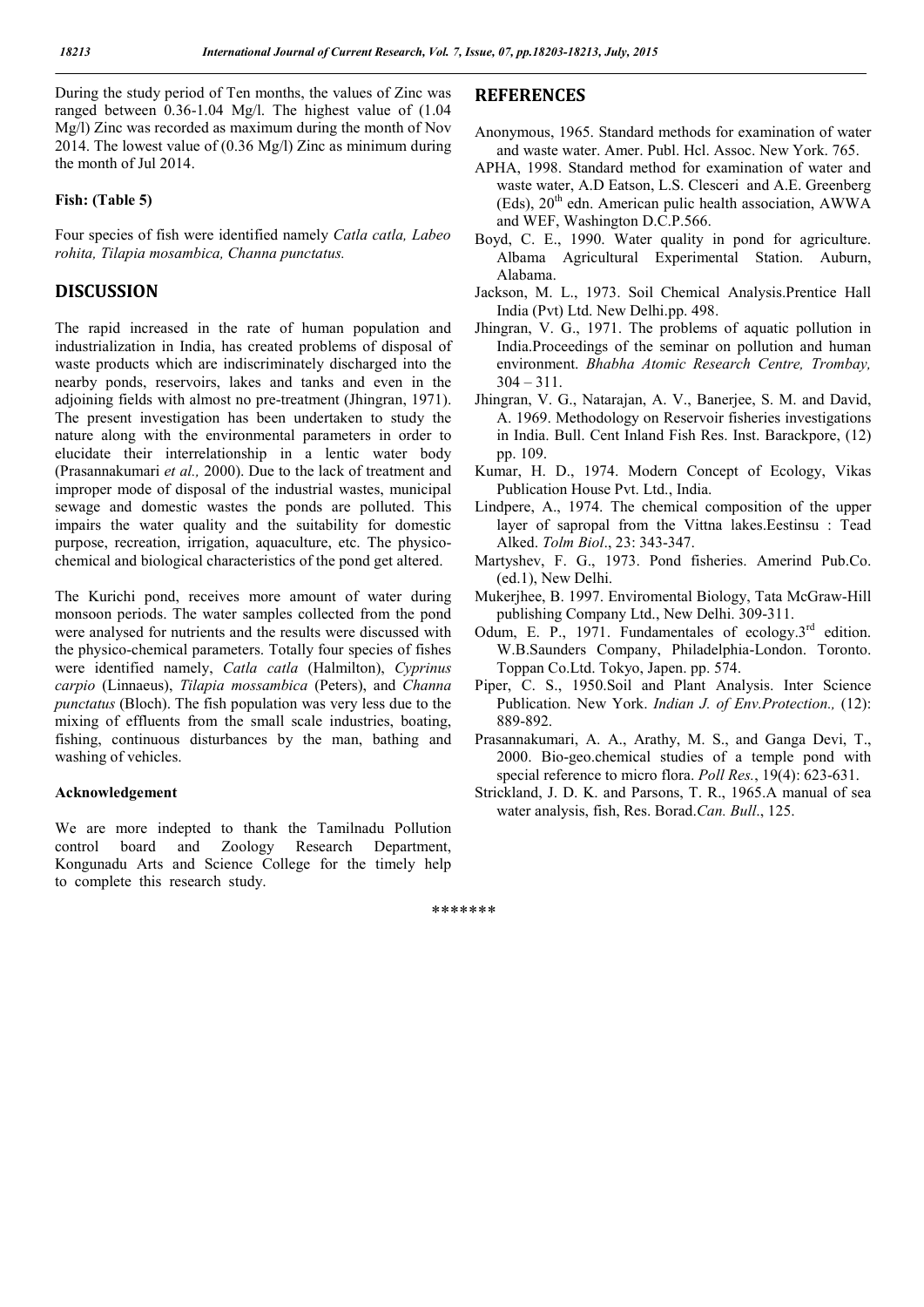During the study period of Ten months, the values of Zinc was ranged between 0.36-1.04 Mg/l. The highest value of (1.04 Mg/l) Zinc was recorded as maximum during the month of Nov 2014. The lowest value of (0.36 Mg/l) Zinc as minimum during the month of Jul 2014.

### Fish: (Table 5)

Four species of fish were identified namely *Catla catla, Labeo rohita, Tilapia mosambica, Channa punctatus.*

## DISCUSSION

The rapid increased in the rate of human population and industrialization in India, has created problems of disposal of waste products which are indiscriminately discharged into the nearby ponds, reservoirs, lakes and tanks and even in the adjoining fields with almost no pre-treatment (Jhingran, 1971). The present investigation has been undertaken to study the nature along with the environmental parameters in order to elucidate their interrelationship in a lentic water body (Prasannakumari *et al.,* 2000). Due to the lack of treatment and improper mode of disposal of the industrial wastes, municipal sewage and domestic wastes the ponds are polluted. This impairs the water quality and the suitability for domestic purpose, recreation, irrigation, aquaculture, etc. The physico-chemical and biological characteristics of the pond get altered.

The Kurichi pond, receives more amount of water during monsoon periods. The water samples collected from the pond were analysed for nutrients and the results were discussed with the physico-chemical parameters. Totally four species of fishes were identified namely, *Catla catla* (Halmilton), *Cyprinus carpio* (Linnaeus), *Tilapia mossambica* (Peters), and *Channa punctatus* (Bloch). The fish population was very less due to the mixing of effluents from the small scale industries, boating, fishing, continuous disturbances by the man, bathing and washing of vehicles.

### Acknowledgement

We are more indepted to thank the Tamilnadu Pollution control board and Zoology Research Department, Kongunadu Arts and Science College for the timely help to complete this research study.

## REFERENCES

Anonymous, 1965. Standard methods for examination of water and waste water. Amer. Publ. Hcl. Assoc. New York. 765.

APHA, 1998. Standard method for examination of water and waste water, A.D Eatson, L.S. Clesceri and A.E. Greenberg (Eds), 20th edn. American pulic health association, AWWA and WEF, Washington D.C.P.566.

Boyd, C. E., 1990. Water quality in pond for agriculture. Albama Agricultural Experimental Station. Auburn, Alabama.

Jackson, M. L., 1973. Soil Chemical Analysis.Prentice Hall India (Pvt) Ltd. New Delhi.pp. 498.

Jhingran, V. G., 1971. The problems of aquatic pollution in India.Proceedings of the seminar on pollution and human environment. *Bhabha Atomic Research Centre, Trombay,* 304 – 311.

Jhingran, V. G., Natarajan, A. V., Banerjee, S. M. and David, A. 1969. Methodology on Reservoir fisheries investigations in India. Bull. Cent Inland Fish Res. Inst. Barackpore, (12) pp. 109.

Kumar, H. D., 1974. Modern Concept of Ecology, Vikas Publication House Pvt. Ltd., India.

Lindpere, A., 1974. The chemical composition of the upper layer of sapropal from the Vittna lakes.Eestinsu : Tead Alked. *Tolm Biol*., 23: 343-347.

Martyshev, F. G., 1973. Pond fisheries. Amerind Pub.Co. (ed.1), New Delhi.

Mukerjhee, B. 1997. Enviromental Biology, Tata McGraw-Hill publishing Company Ltd., New Delhi. 309-311.

Odum, E. P., 1971. Fundamentales of ecology.3rd edition. W.B.Saunders Company, Philadelphia-London. Toronto. Toppan Co.Ltd. Tokyo, Japen. pp. 574.

Piper, C. S., 1950.Soil and Plant Analysis. Inter Science Publication. New York. *Indian J. of Env.Protection.,* (12): 889-892.

Prasannakumari, A. A., Arathy, M. S., and Ganga Devi, T., 2000. Bio-geo.chemical studies of a temple pond with special reference to micro flora. *Poll Res.*, 19(4): 623-631.

Strickland, J. D. K. and Parsons, T. R., 1965.A manual of sea water analysis, fish, Res. Borad.*Can. Bull*., 125.

\*\*\*\*\*\*\*